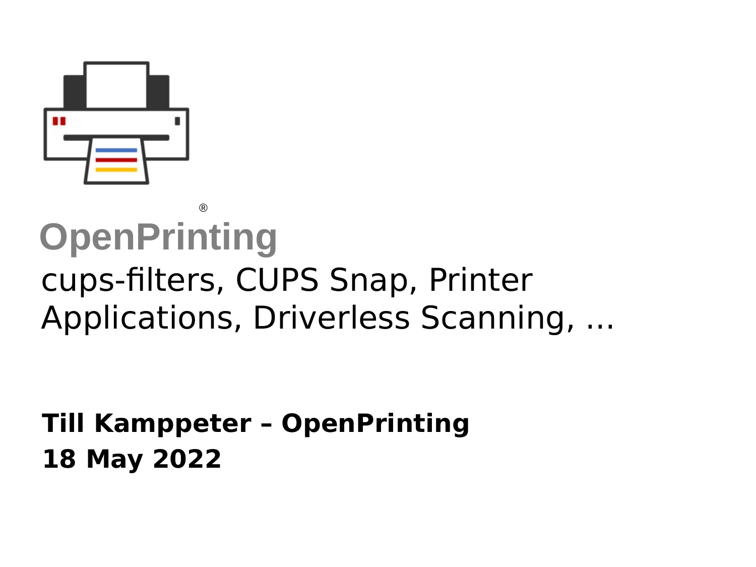OpenPrinting®

# cups-filters, CUPS Snap, Printer Applications, Driverless Scanning, ...

**Till Kamppeter – OpenPrinting**

**18 May 2022**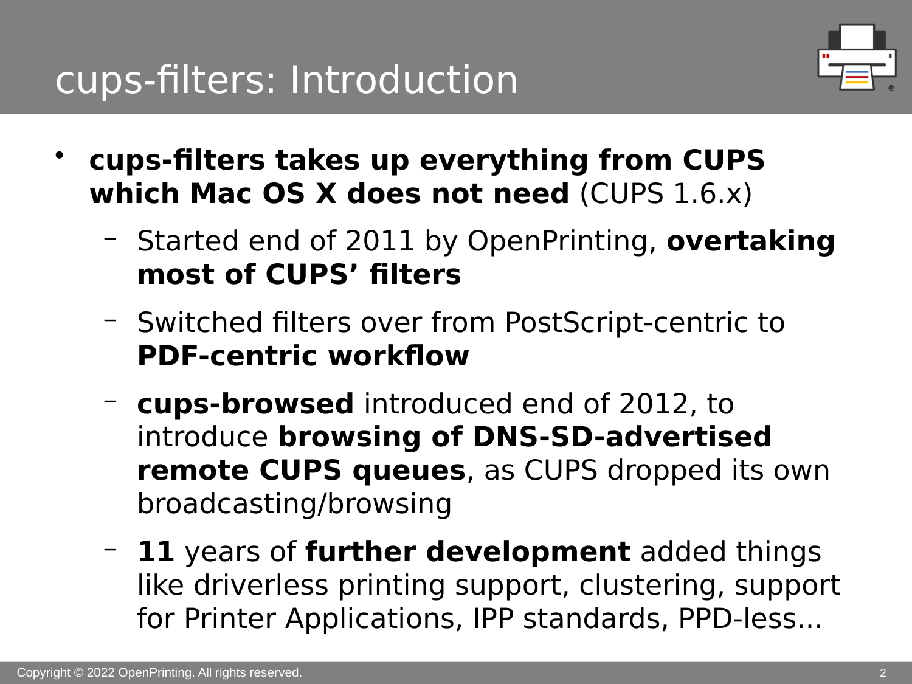# cups-filters: Introduction

- **cups-filters takes up everything from CUPS which Mac OS X does not need** (CUPS 1.6.x)
  - Started end of 2011 by OpenPrinting, **overtaking most of CUPS' filters**
  - Switched filters over from PostScript-centric to **PDF-centric workflow**
  - **cups-browsed** introduced end of 2012, to introduce **browsing of DNS-SD-advertised remote CUPS queues**, as CUPS dropped its own broadcasting/browsing
  - **11** years of **further development** added things like driverless printing support, clustering, support for Printer Applications, IPP standards, PPD-less...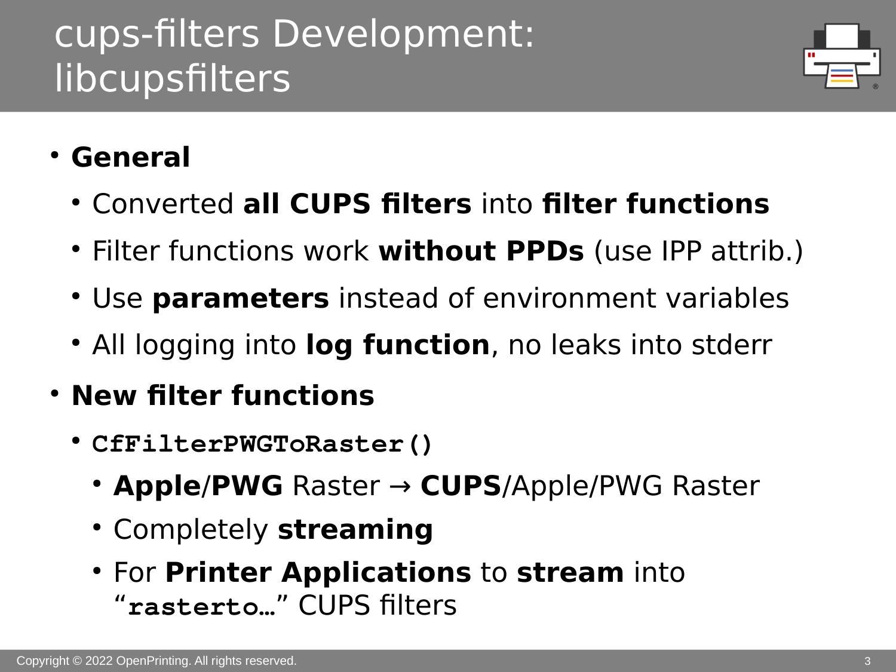# cups-filters Development: libcupsfilters

- **General**
  - Converted **all CUPS filters** into **filter functions**
  - Filter functions work **without PPDs** (use IPP attrib.)
  - Use **parameters** instead of environment variables
  - All logging into **log function**, no leaks into stderr
- **New filter functions**
  - **`CfFilterPWGToRaster()`**
    - **Apple**/**PWG** Raster → **CUPS**/Apple/PWG Raster
    - Completely **streaming**
    - For **Printer Applications** to **stream** into "**`rasterto…`**" CUPS filters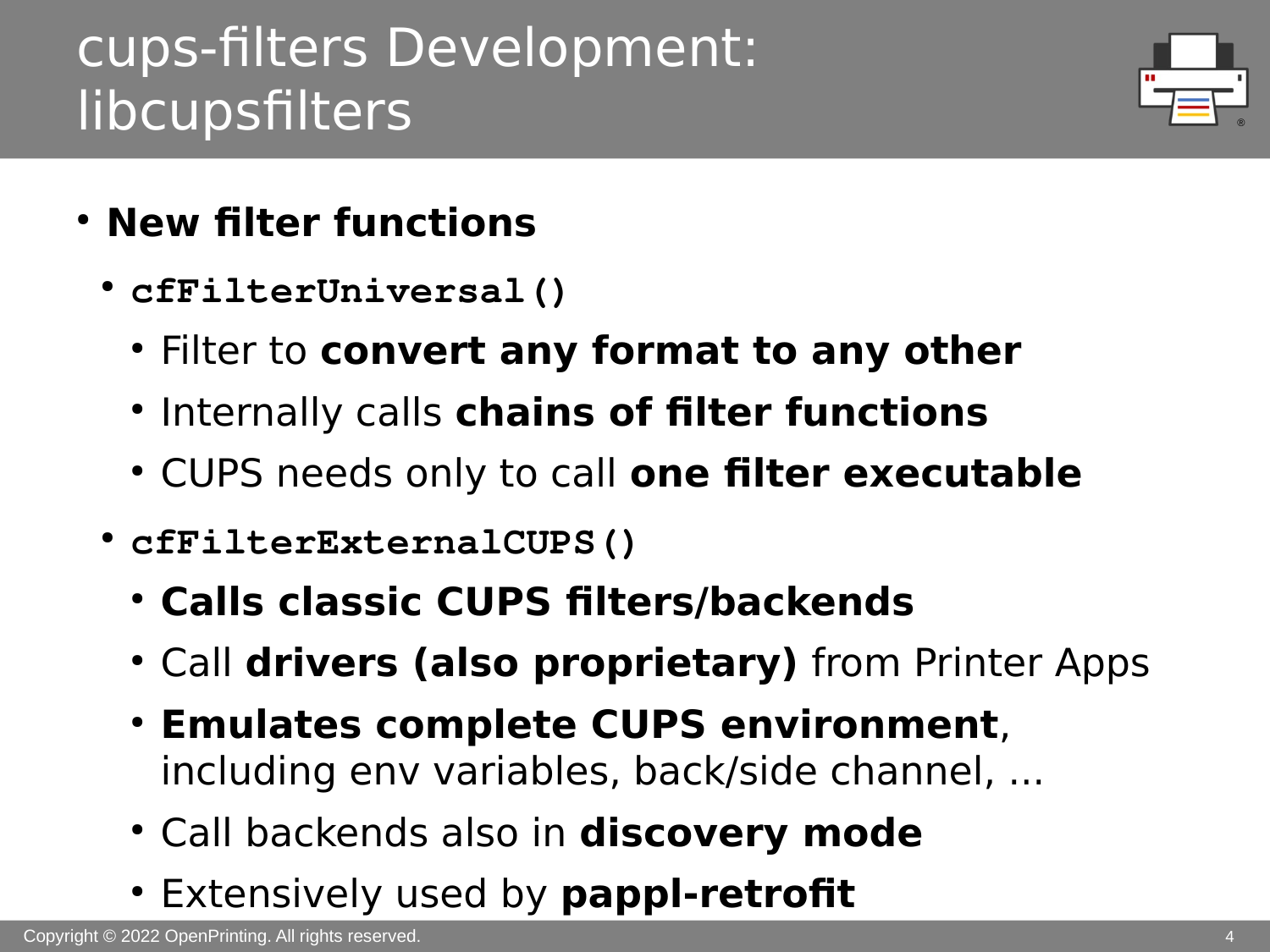# cups-filters Development: libcupsfilters

- **New filter functions**
  - **`cfFilterUniversal()`**
    - Filter to **convert any format to any other**
    - Internally calls **chains of filter functions**
    - CUPS needs only to call **one filter executable**
  - **`cfFilterExternalCUPS()`**
    - **Calls classic CUPS filters/backends**
    - Call **drivers (also proprietary)** from Printer Apps
    - **Emulates complete CUPS environment**, including env variables, back/side channel, ...
    - Call backends also in **discovery mode**
    - Extensively used by **pappl-retrofit**

Copyright © 2022 OpenPrinting. All rights reserved.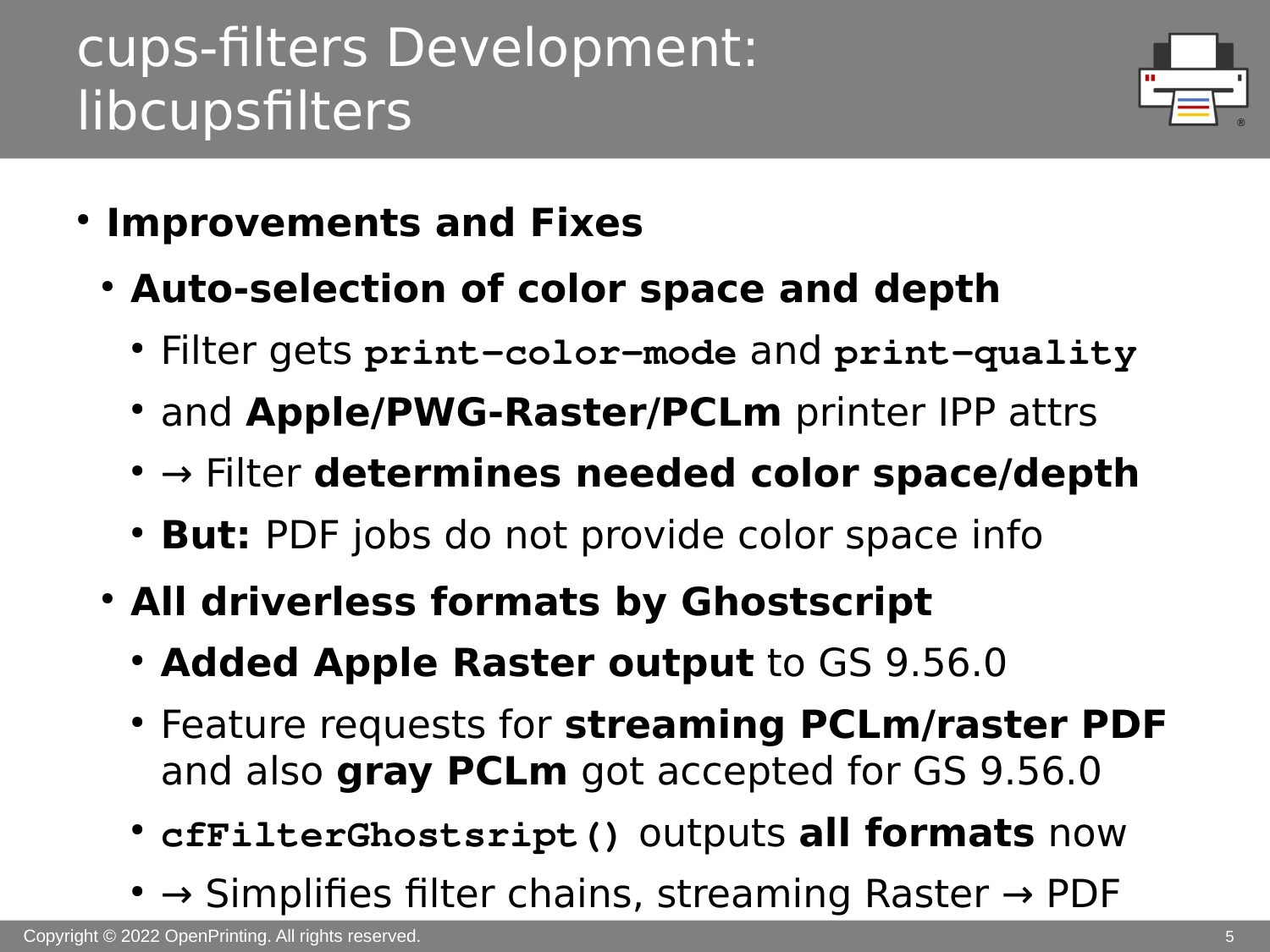# cups-filters Development: libcupsfilters

- **Improvements and Fixes**
  - **Auto-selection of color space and depth**
    - Filter gets `print-color-mode` and `print-quality`
    - and **Apple/PWG-Raster/PCLm** printer IPP attrs
    - → Filter **determines needed color space/depth**
    - **But:** PDF jobs do not provide color space info
  - **All driverless formats by Ghostscript**
    - **Added Apple Raster output** to GS 9.56.0
    - Feature requests for **streaming PCLm/raster PDF** and also **gray PCLm** got accepted for GS 9.56.0
    - `cfFilterGhostsript()` outputs **all formats** now
    - → Simplifies filter chains, streaming Raster → PDF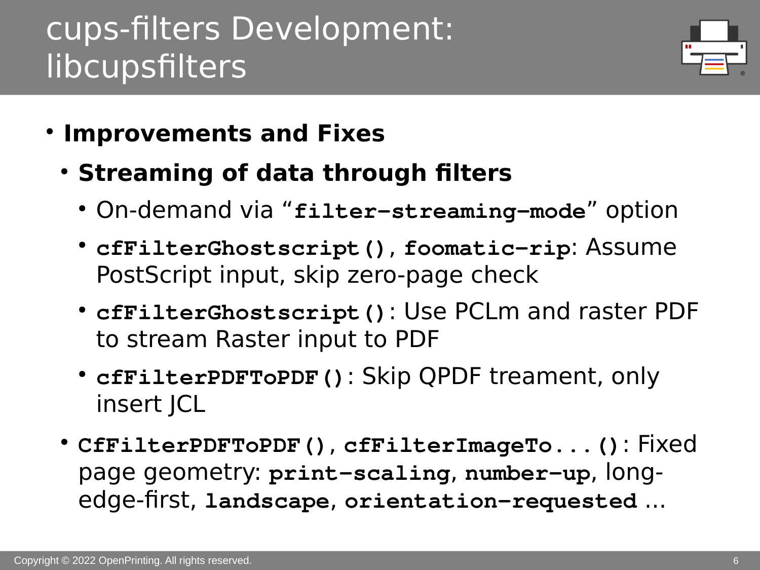# cups-filters Development: libcupsfilters

- **Improvements and Fixes**
  - **Streaming of data through filters**
    - On-demand via "**`filter-streaming-mode`**" option
    - **`cfFilterGhostscript()`**, **`foomatic-rip`**: Assume PostScript input, skip zero-page check
    - **`cfFilterGhostscript()`**: Use PCLm and raster PDF to stream Raster input to PDF
    - **`cfFilterPDFToPDF()`**: Skip QPDF treament, only insert JCL
  - **`CfFilterPDFToPDF()`**, **`cfFilterImageTo...()`**: Fixed page geometry: **`print-scaling`**, **`number-up`**, long-edge-first, **`landscape`**, **`orientation-requested`** ...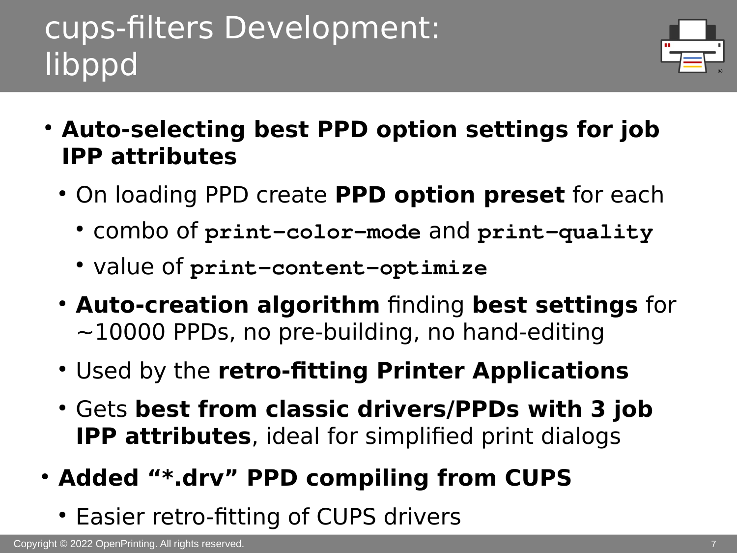# cups-filters Development: libppd

- **Auto-selecting best PPD option settings for job IPP attributes**
  - On loading PPD create **PPD option preset** for each
    - combo of `print-color-mode` and `print-quality`
    - value of `print-content-optimize`
  - **Auto-creation algorithm** finding **best settings** for ~10000 PPDs, no pre-building, no hand-editing
  - Used by the **retro-fitting Printer Applications**
  - Gets **best from classic drivers/PPDs with 3 job IPP attributes**, ideal for simplified print dialogs
- **Added “*.drv” PPD compiling from CUPS**
  - Easier retro-fitting of CUPS drivers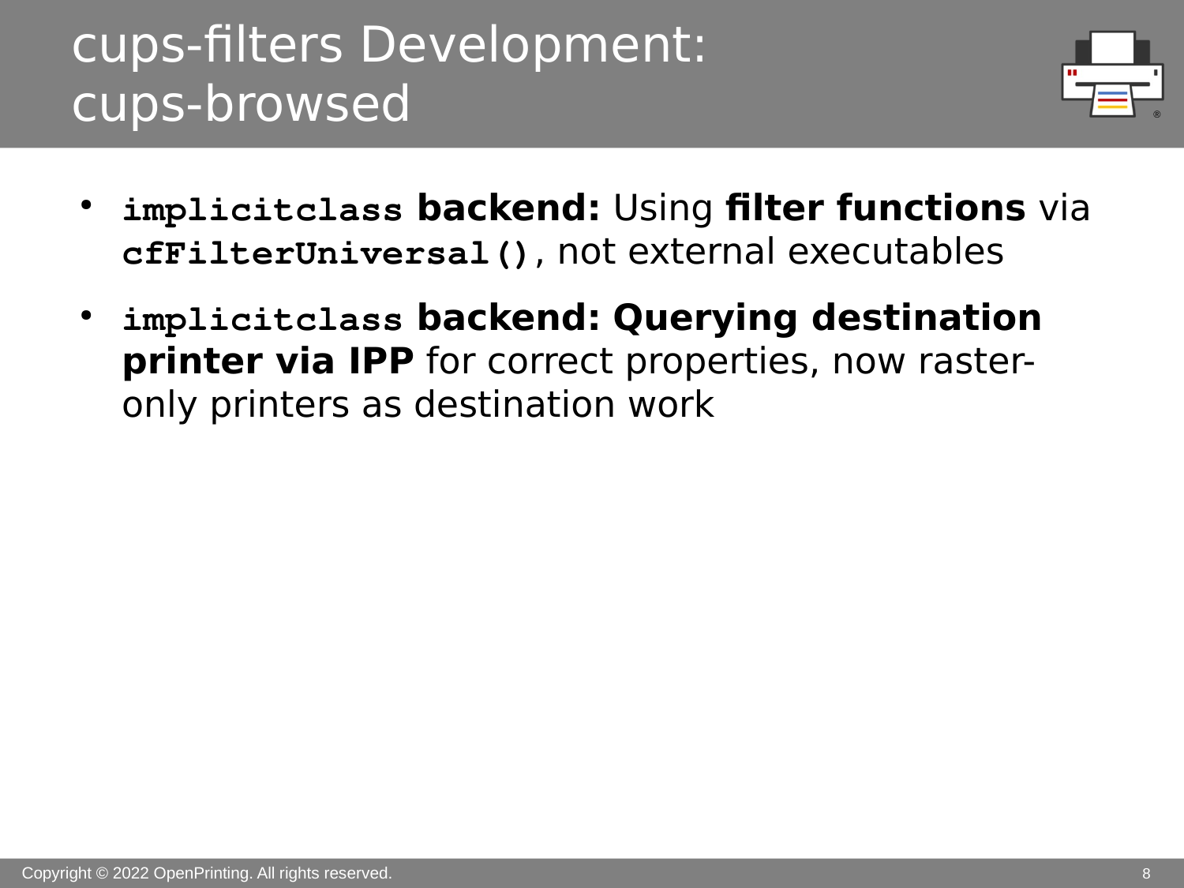# cups-filters Development: cups-browsed

- **`implicitclass` backend:** Using **filter functions** via **`cfFilterUniversal()`**, not external executables
- **`implicitclass` backend: Querying destination printer via IPP** for correct properties, now raster-only printers as destination work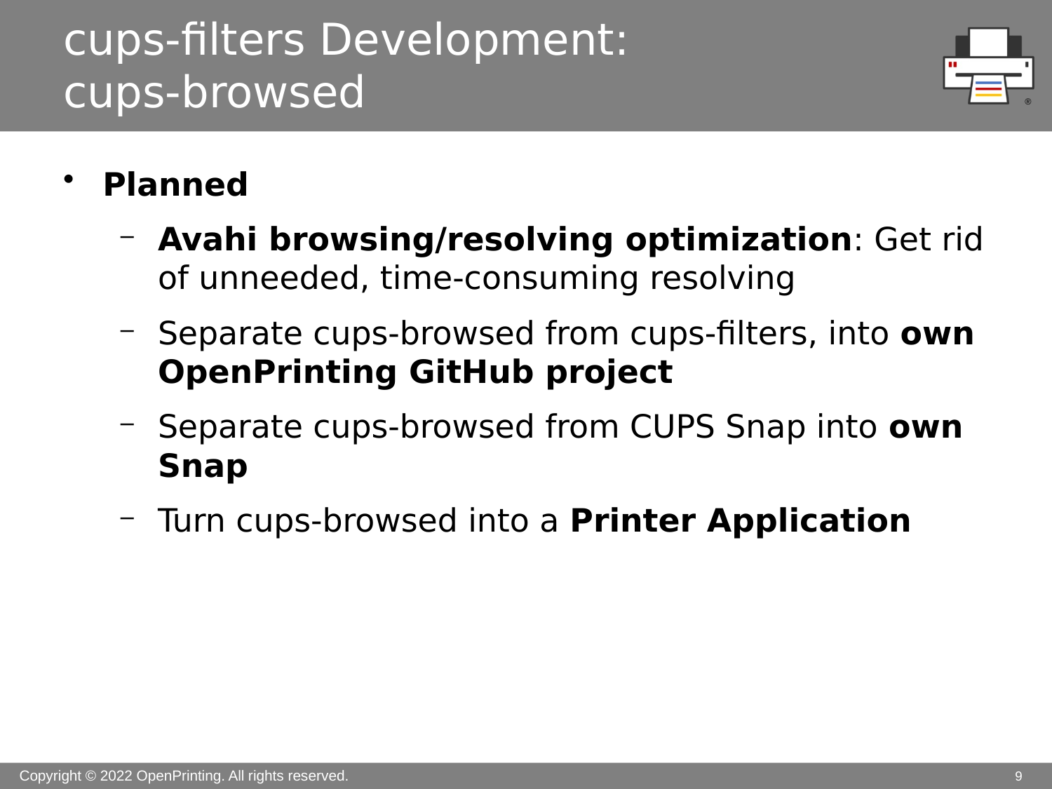# cups-filters Development: cups-browsed

- **Planned**
  - **Avahi browsing/resolving optimization**: Get rid of unneeded, time-consuming resolving
  - Separate cups-browsed from cups-filters, into **own OpenPrinting GitHub project**
  - Separate cups-browsed from CUPS Snap into **own Snap**
  - Turn cups-browsed into a **Printer Application**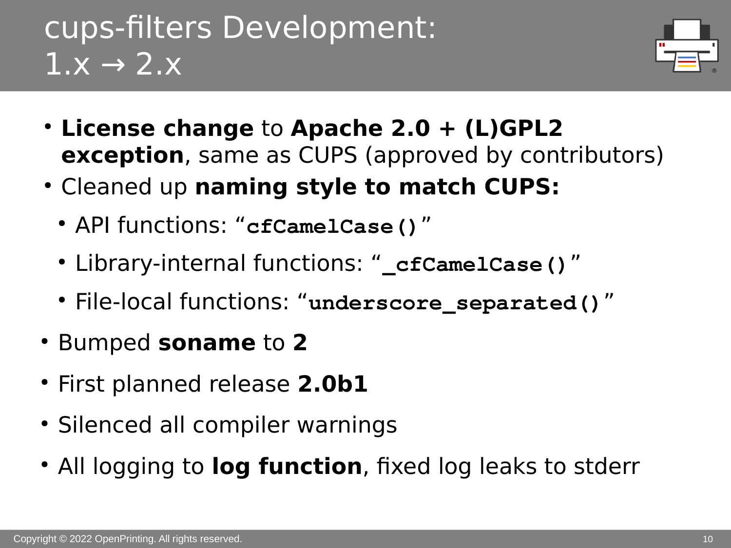# cups-filters Development: 1.x → 2.x

- **License change** to **Apache 2.0 + (L)GPL2 exception**, same as CUPS (approved by contributors)
- Cleaned up **naming style to match CUPS:**
  - API functions: “`cfCamelCase()`”
  - Library-internal functions: “`_cfCamelCase()`”
  - File-local functions: “`underscore_separated()`”
- Bumped **soname** to **2**
- First planned release **2.0b1**
- Silenced all compiler warnings
- All logging to **log function**, fixed log leaks to stderr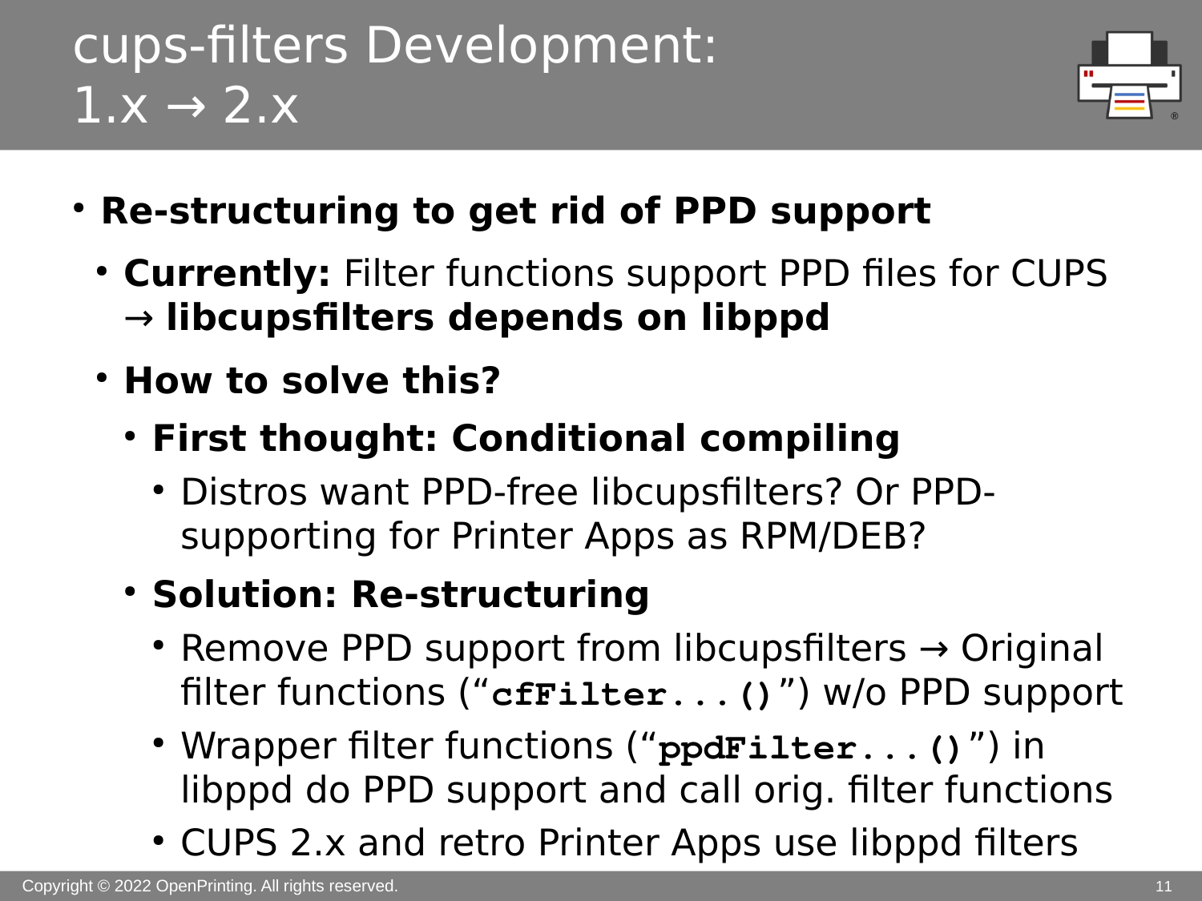# cups-filters Development: 1.x → 2.x

- **Re-structuring to get rid of PPD support**
  - **Currently:** Filter functions support PPD files for CUPS → **libcupsfilters depends on libppd**
  - **How to solve this?**
    - **First thought: Conditional compiling**
      - Distros want PPD-free libcupsfilters? Or PPD-supporting for Printer Apps as RPM/DEB?
    - **Solution: Re-structuring**
      - Remove PPD support from libcupsfilters → Original filter functions (“`cfFilter...()`”) w/o PPD support
      - Wrapper filter functions (“`ppdFilter...()`”) in libppd do PPD support and call orig. filter functions
      - CUPS 2.x and retro Printer Apps use libppd filters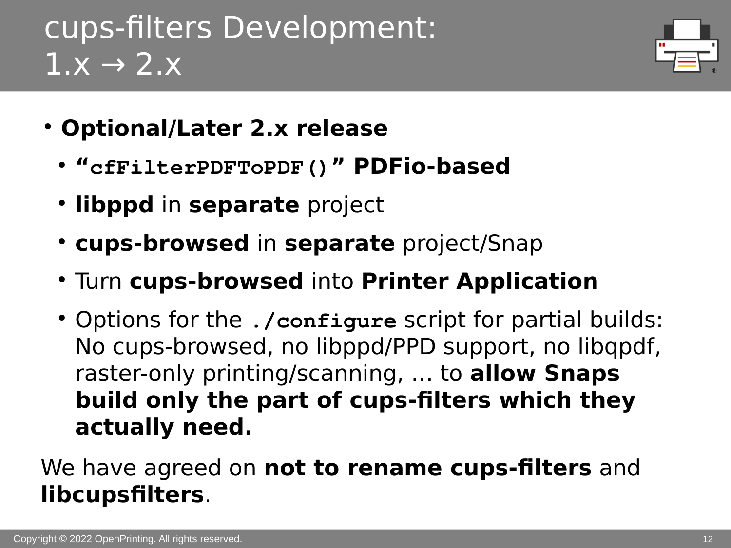# cups-filters Development: 1.x → 2.x

- **Optional/Later 2.x release**
  - **“`cfFilterPDFToPDF()`” PDFio-based**
  - **libppd** in **separate** project
  - **cups-browsed** in **separate** project/Snap
  - Turn **cups-browsed** into **Printer Application**
  - Options for the **`./configure`** script for partial builds: No cups-browsed, no libppd/PPD support, no libqpdf, raster-only printing/scanning, … to **allow Snaps build only the part of cups-filters which they actually need.**

We have agreed on **not to rename cups-filters** and **libcupsfilters**.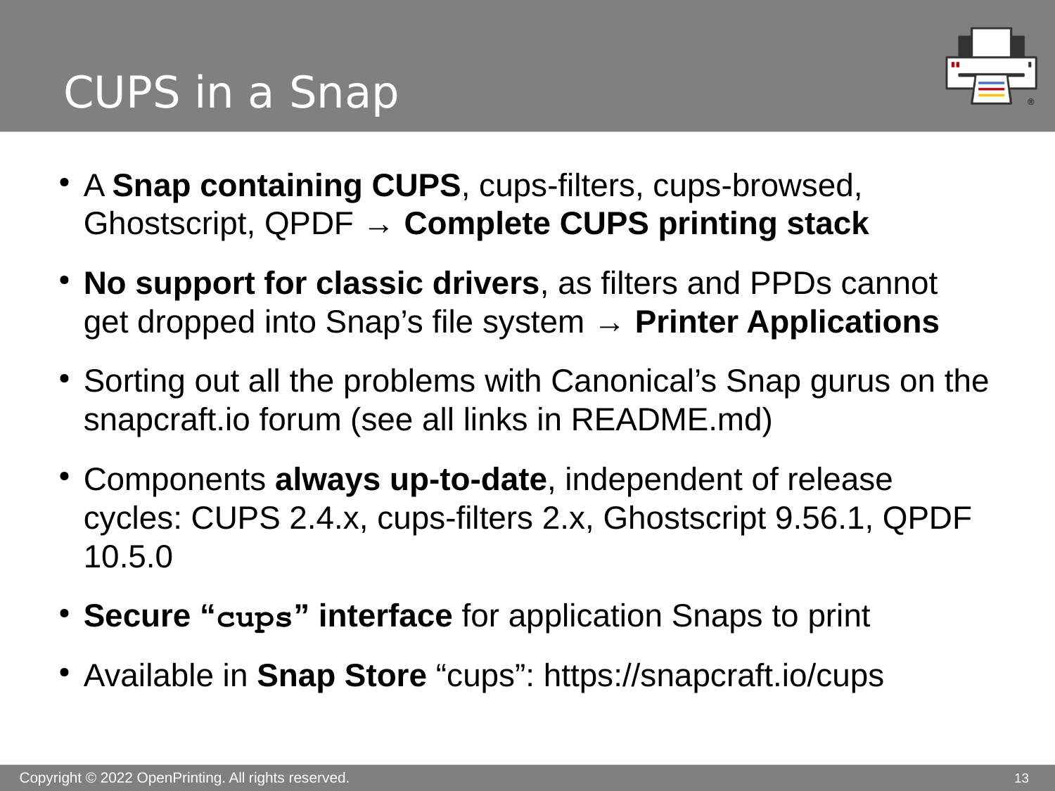# CUPS in a Snap

- A **Snap containing CUPS**, cups-filters, cups-browsed, Ghostscript, QPDF → **Complete CUPS printing stack**
- **No support for classic drivers**, as filters and PPDs cannot get dropped into Snap's file system → **Printer Applications**
- Sorting out all the problems with Canonical's Snap gurus on the snapcraft.io forum (see all links in README.md)
- Components **always up-to-date**, independent of release cycles: CUPS 2.4.x, cups-filters 2.x, Ghostscript 9.56.1, QPDF 10.5.0
- **Secure "`cups`" interface** for application Snaps to print
- Available in **Snap Store** "cups": https://snapcraft.io/cups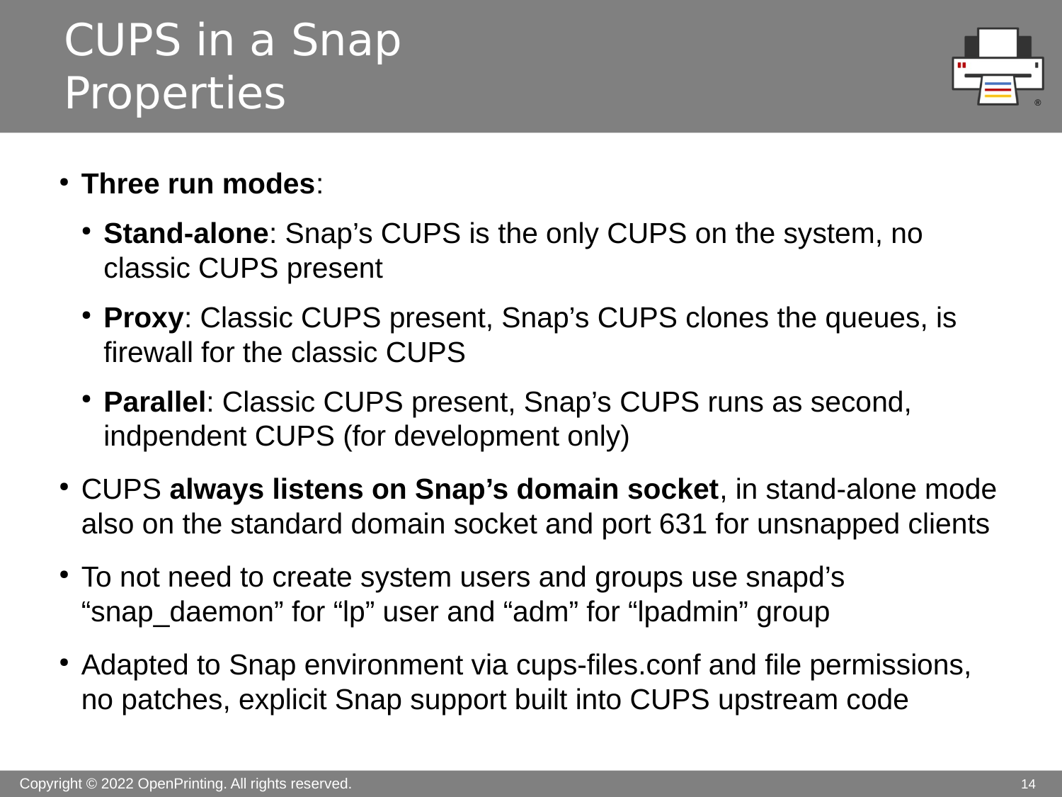# CUPS in a Snap Properties

- **Three run modes**:
  - **Stand-alone**: Snap’s CUPS is the only CUPS on the system, no classic CUPS present
  - **Proxy**: Classic CUPS present, Snap’s CUPS clones the queues, is firewall for the classic CUPS
  - **Parallel**: Classic CUPS present, Snap’s CUPS runs as second, indpendent CUPS (for development only)
- CUPS **always listens on Snap’s domain socket**, in stand-alone mode also on the standard domain socket and port 631 for unsnapped clients
- To not need to create system users and groups use snapd’s “snap_daemon” for “lp” user and “adm” for “lpadmin” group
- Adapted to Snap environment via cups-files.conf and file permissions, no patches, explicit Snap support built into CUPS upstream code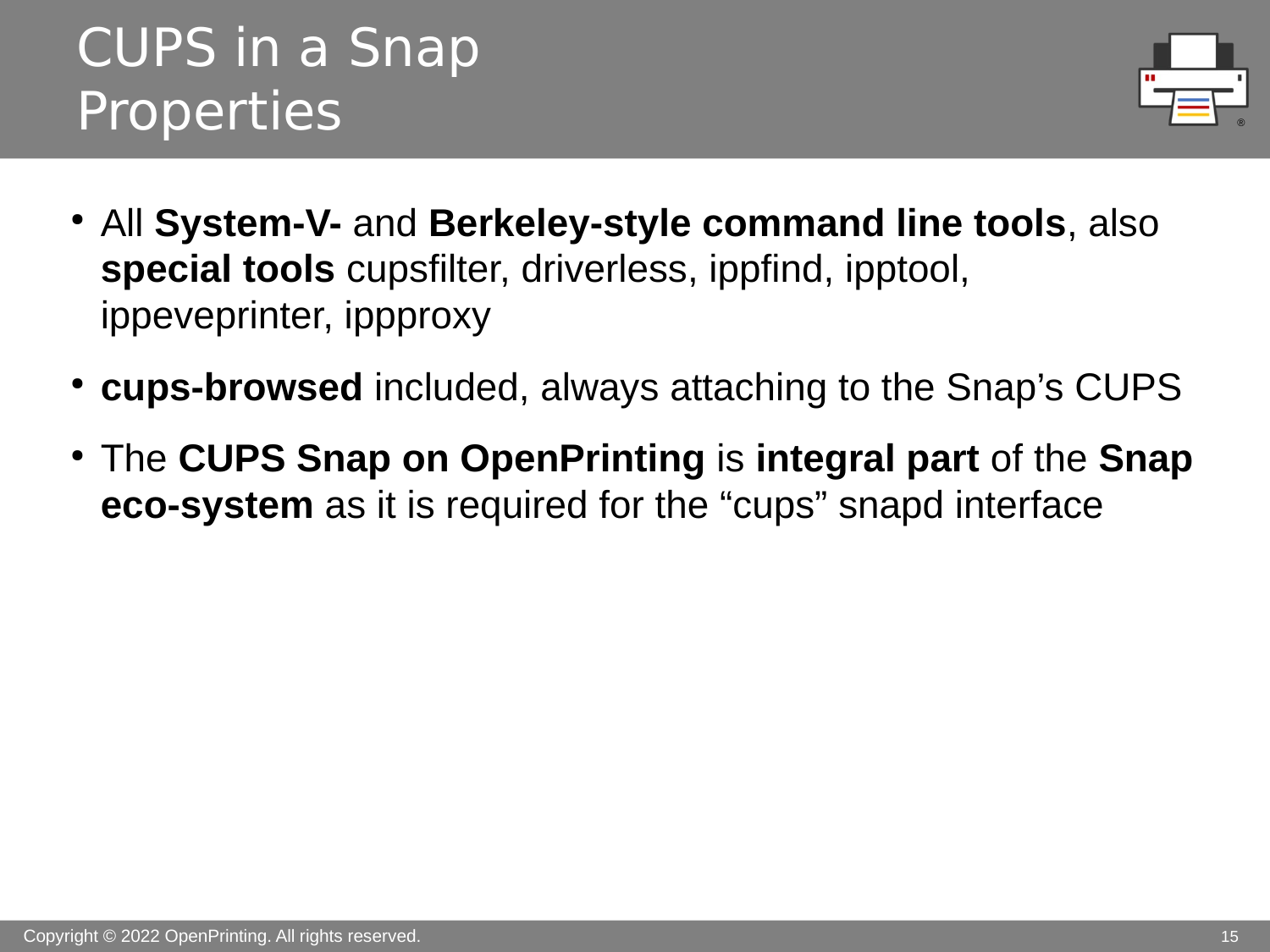# CUPS in a Snap Properties

- All **System-V-** and **Berkeley-style command line tools**, also **special tools** cupsfilter, driverless, ippfind, ipptool, ippeveprinter, ippproxy
- **cups-browsed** included, always attaching to the Snap's CUPS
- The **CUPS Snap on OpenPrinting** is **integral part** of the **Snap eco-system** as it is required for the "cups" snapd interface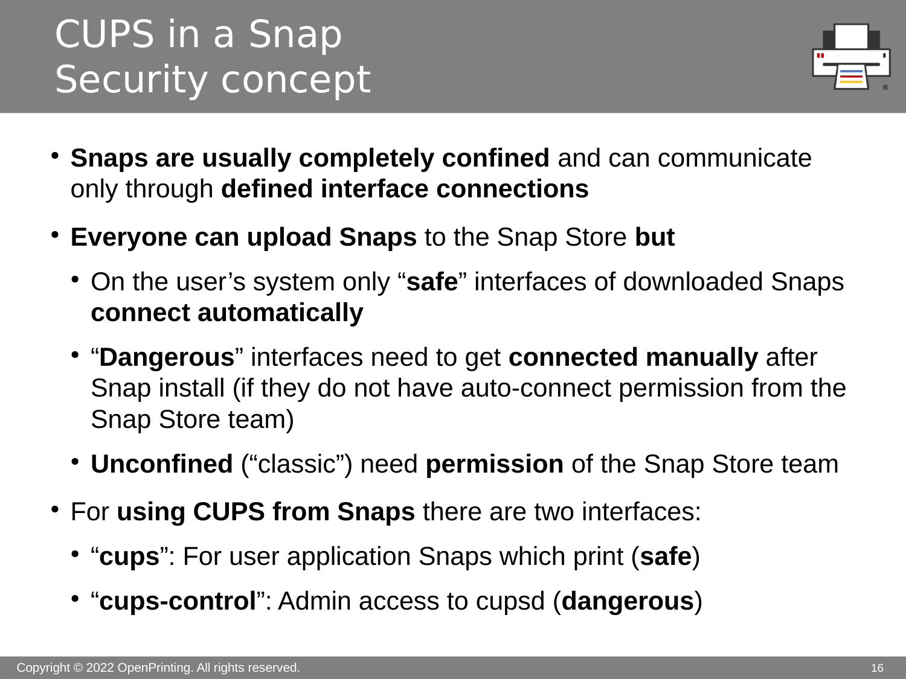# CUPS in a Snap
# Security concept

- **Snaps are usually completely confined** and can communicate only through **defined interface connections**
- **Everyone can upload Snaps** to the Snap Store **but**
  - On the user's system only "**safe**" interfaces of downloaded Snaps **connect automatically**
  - "**Dangerous**" interfaces need to get **connected manually** after Snap install (if they do not have auto-connect permission from the Snap Store team)
  - **Unconfined** ("classic") need **permission** of the Snap Store team
- For **using CUPS from Snaps** there are two interfaces:
  - "**cups**": For user application Snaps which print (**safe**)
  - "**cups-control**": Admin access to cupsd (**dangerous**)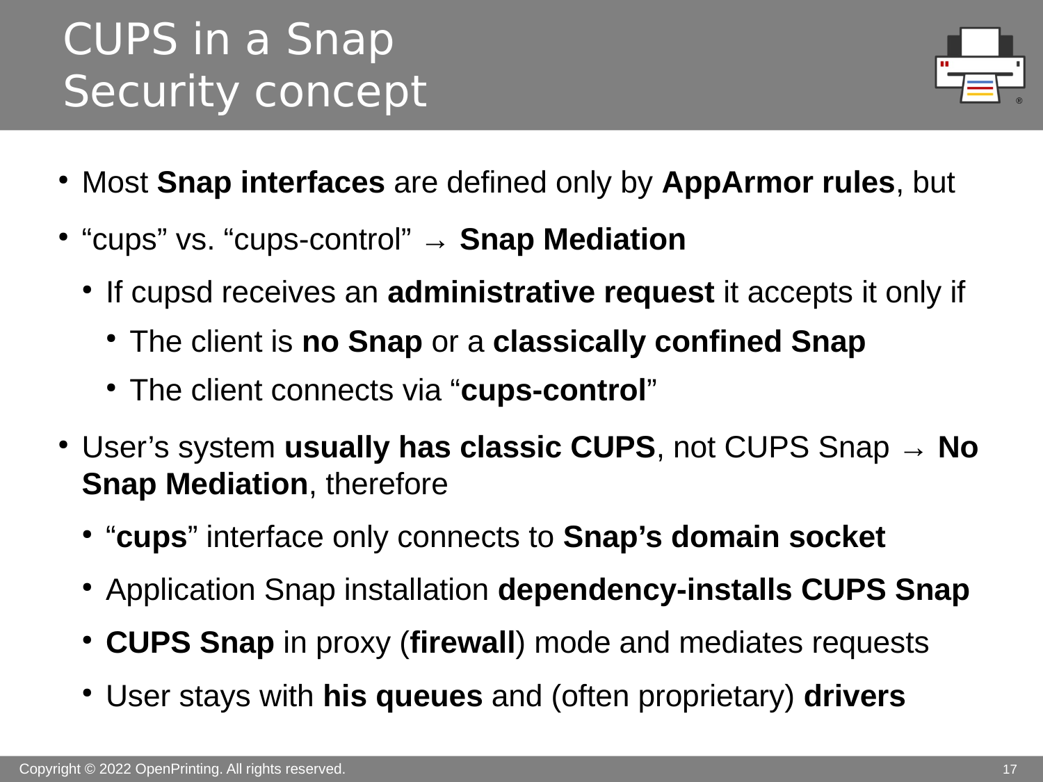# CUPS in a Snap
# Security concept

- Most **Snap interfaces** are defined only by **AppArmor rules**, but
- “cups” vs. “cups-control” → **Snap Mediation**
  - If cupsd receives an **administrative request** it accepts it only if
    - The client is **no Snap** or a **classically confined Snap**
    - The client connects via “**cups-control**”
- User’s system **usually has classic CUPS**, not CUPS Snap → **No Snap Mediation**, therefore
  - “**cups**” interface only connects to **Snap’s domain socket**
  - Application Snap installation **dependency-installs CUPS Snap**
  - **CUPS Snap** in proxy (**firewall**) mode and mediates requests
  - User stays with **his queues** and (often proprietary) **drivers**

Copyright © 2022 OpenPrinting. All rights reserved.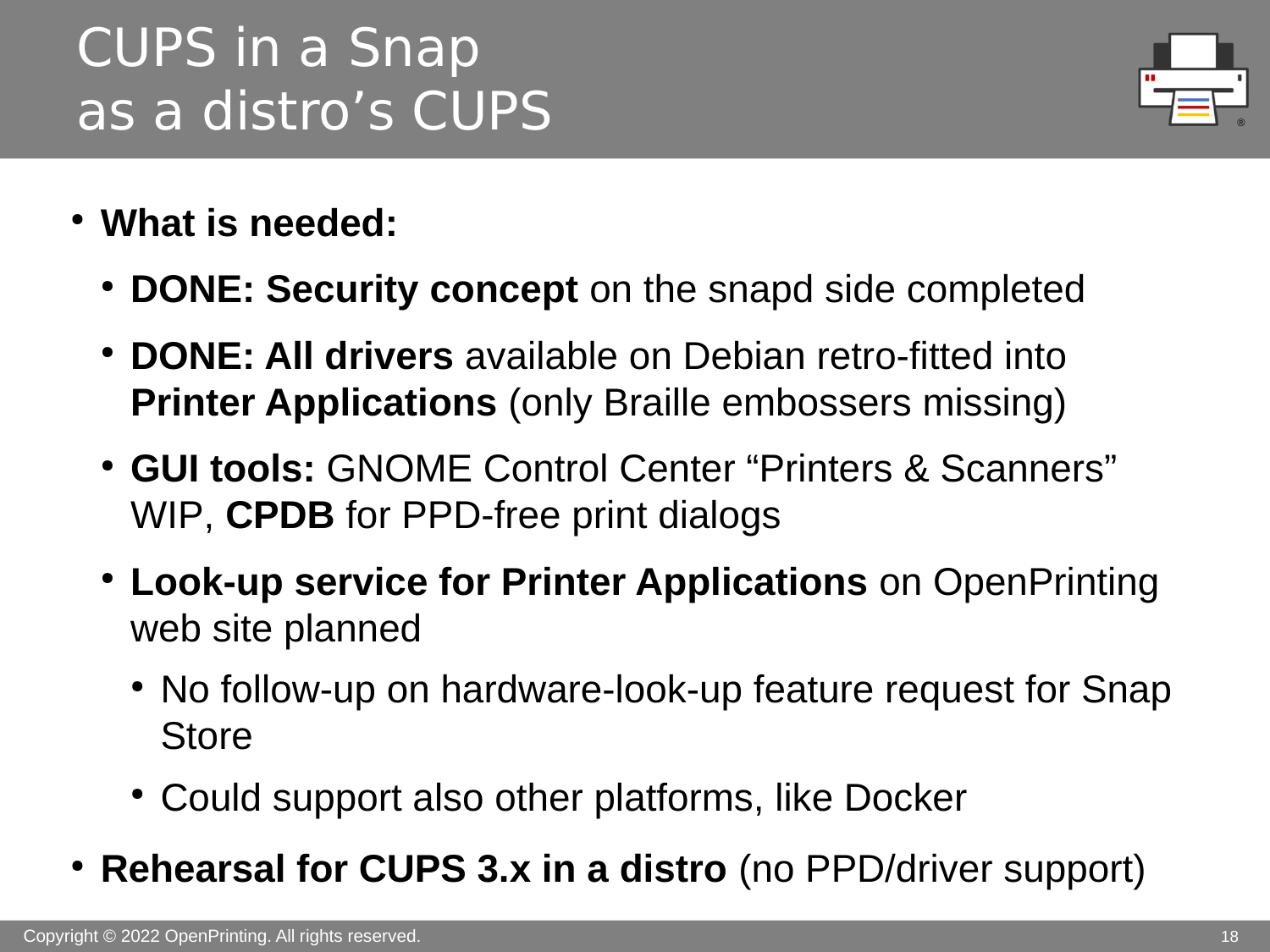# CUPS in a Snap as a distro's CUPS

- **What is needed:**
  - **DONE: Security concept** on the snapd side completed
  - **DONE: All drivers** available on Debian retro-fitted into **Printer Applications** (only Braille embossers missing)
  - **GUI tools:** GNOME Control Center "Printers & Scanners" WIP, **CPDB** for PPD-free print dialogs
  - **Look-up service for Printer Applications** on OpenPrinting web site planned
    - No follow-up on hardware-look-up feature request for Snap Store
    - Could support also other platforms, like Docker
- **Rehearsal for CUPS 3.x in a distro** (no PPD/driver support)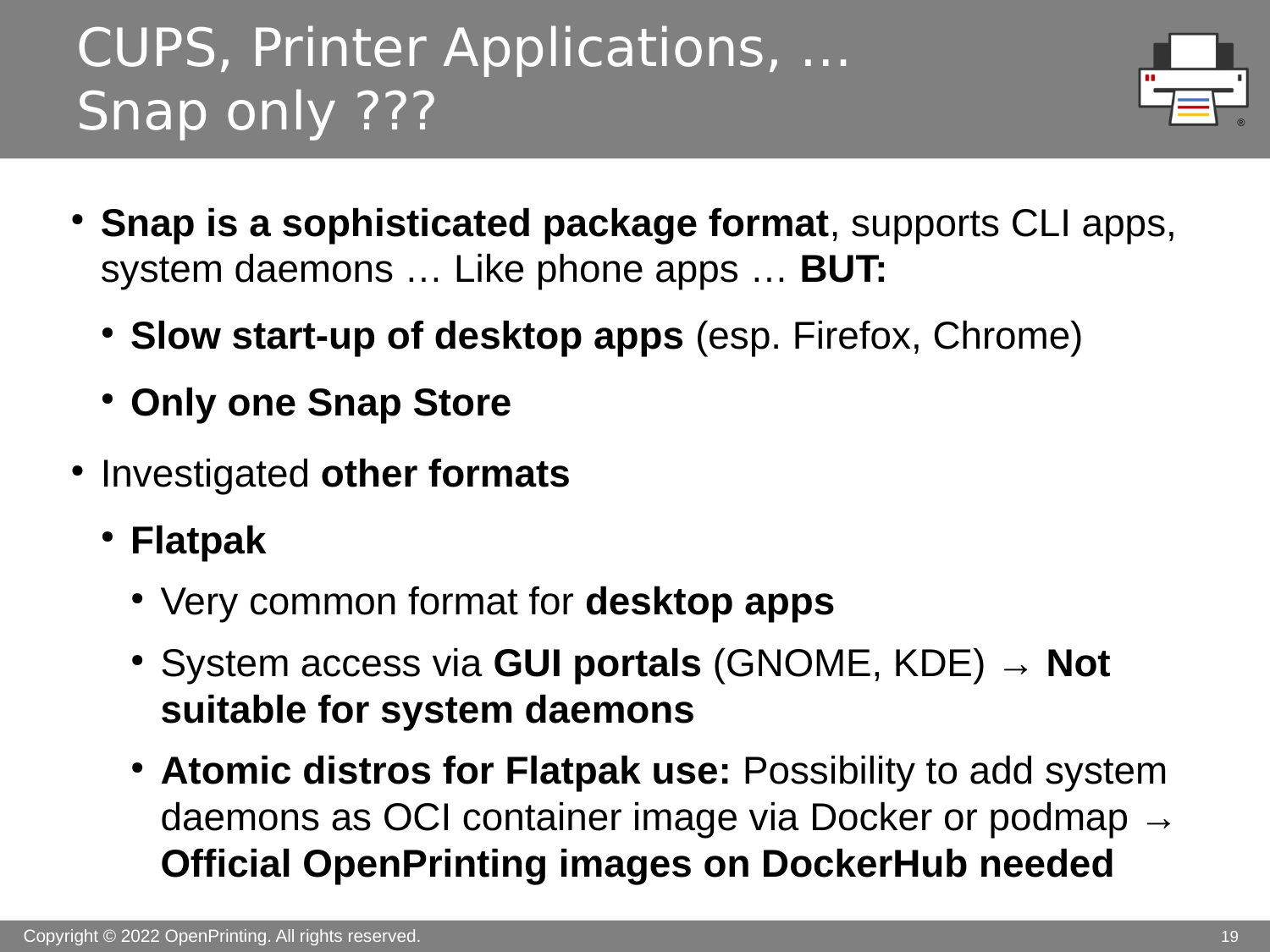# CUPS, Printer Applications, ... Snap only ???

- **Snap is a sophisticated package format**, supports CLI apps, system daemons … Like phone apps … **BUT:**
  - **Slow start-up of desktop apps** (esp. Firefox, Chrome)
  - **Only one Snap Store**
- Investigated **other formats**
  - **Flatpak**
    - Very common format for **desktop apps**
    - System access via **GUI portals** (GNOME, KDE) → **Not suitable for system daemons**
    - **Atomic distros for Flatpak use:** Possibility to add system daemons as OCI container image via Docker or podmap → **Official OpenPrinting images on DockerHub needed**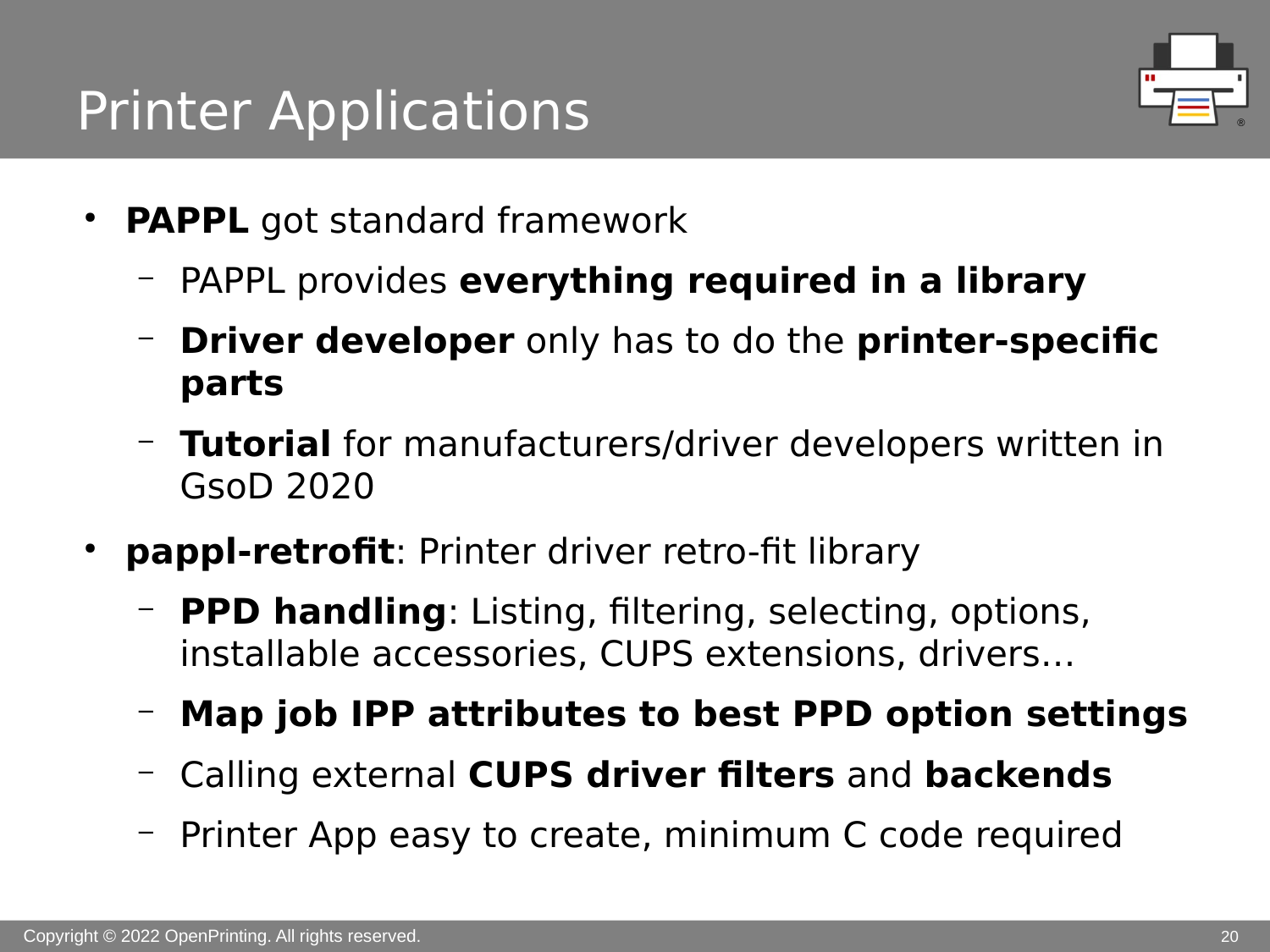# Printer Applications

- **PAPPL** got standard framework
  - PAPPL provides **everything required in a library**
  - **Driver developer** only has to do the **printer-specific parts**
  - **Tutorial** for manufacturers/driver developers written in GsoD 2020
- **pappl-retrofit**: Printer driver retro-fit library
  - **PPD handling**: Listing, filtering, selecting, options, installable accessories, CUPS extensions, drivers…
  - **Map job IPP attributes to best PPD option settings**
  - Calling external **CUPS driver filters** and **backends**
  - Printer App easy to create, minimum C code required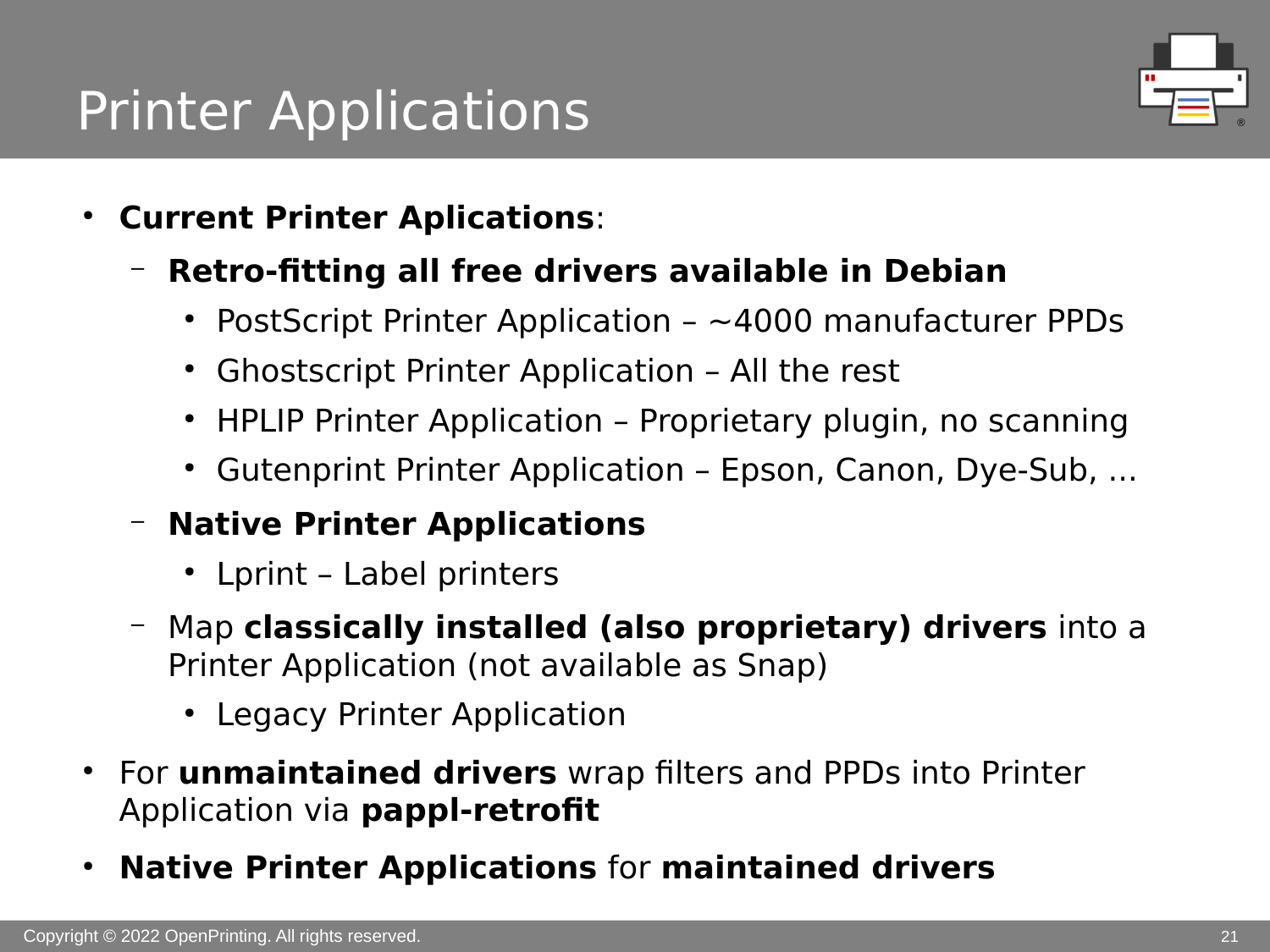# Printer Applications

- **Current Printer Aplications**:
  - **Retro-fitting all free drivers available in Debian**
    - PostScript Printer Application – ~4000 manufacturer PPDs
    - Ghostscript Printer Application – All the rest
    - HPLIP Printer Application – Proprietary plugin, no scanning
    - Gutenprint Printer Application – Epson, Canon, Dye-Sub, ...
  - **Native Printer Applications**
    - Lprint – Label printers
  - Map **classically installed (also proprietary) drivers** into a Printer Application (not available as Snap)
    - Legacy Printer Application
- For **unmaintained drivers** wrap filters and PPDs into Printer Application via **pappl-retrofit**
- **Native Printer Applications** for **maintained drivers**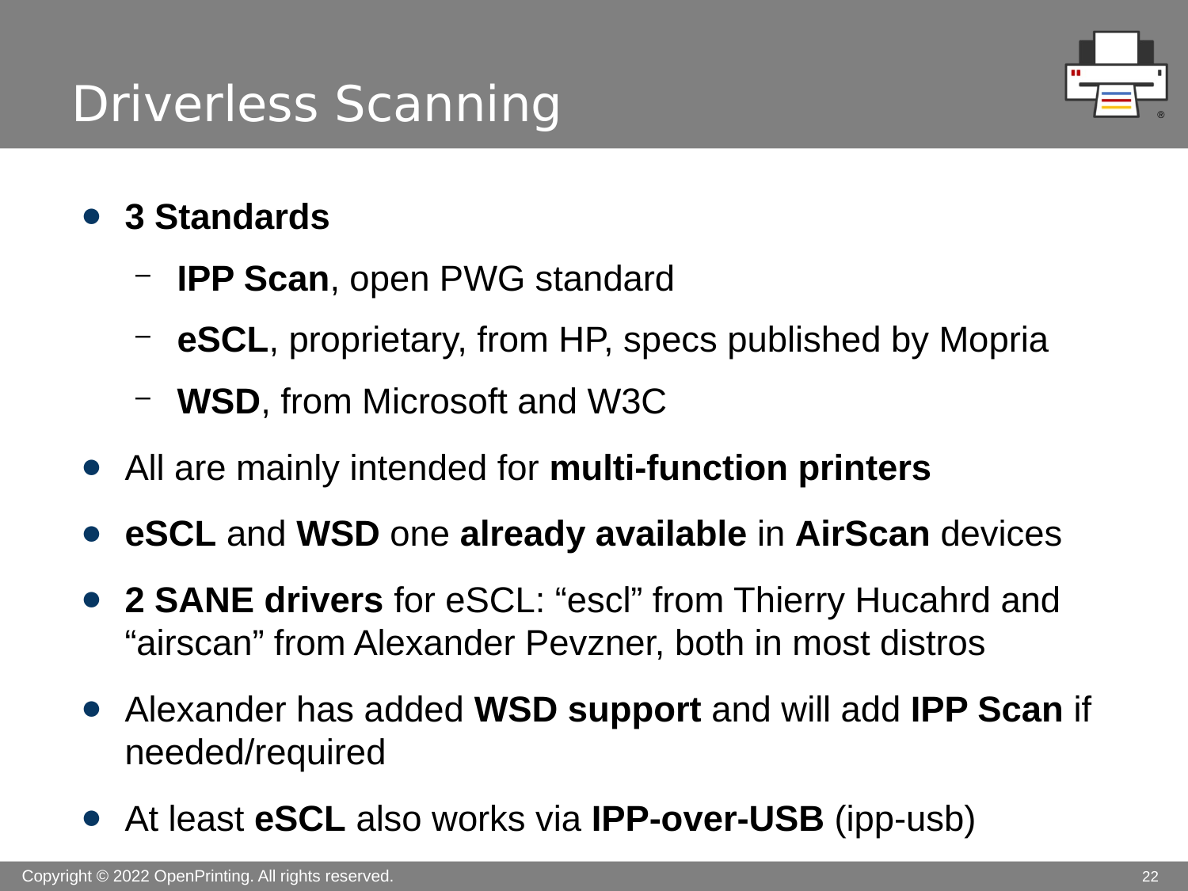# Driverless Scanning

- **3 Standards**
  - **IPP Scan**, open PWG standard
  - **eSCL**, proprietary, from HP, specs published by Mopria
  - **WSD**, from Microsoft and W3C
- All are mainly intended for **multi-function printers**
- **eSCL** and **WSD** one **already available** in **AirScan** devices
- **2 SANE drivers** for eSCL: “escl” from Thierry Hucahrd and “airscan” from Alexander Pevzner, both in most distros
- Alexander has added **WSD support** and will add **IPP Scan** if needed/required
- At least **eSCL** also works via **IPP-over-USB** (ipp-usb)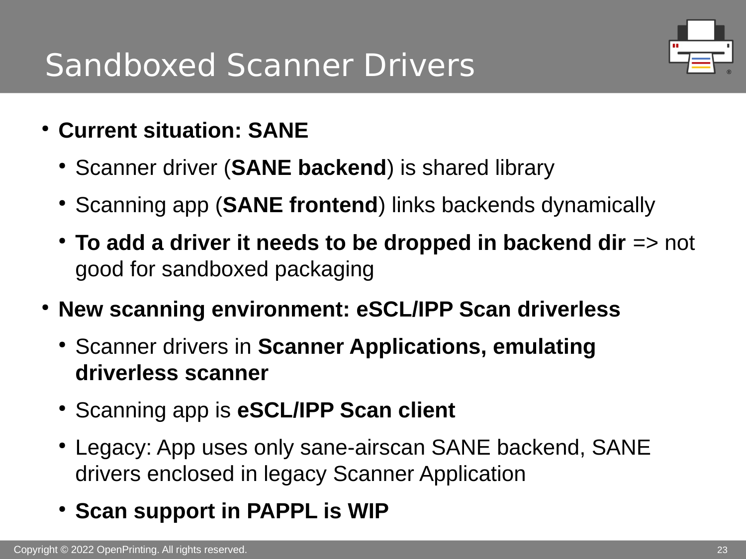# Sandboxed Scanner Drivers

- **Current situation: SANE**
  - Scanner driver (**SANE backend**) is shared library
  - Scanning app (**SANE frontend**) links backends dynamically
  - **To add a driver it needs to be dropped in backend dir** => not good for sandboxed packaging
- **New scanning environment: eSCL/IPP Scan driverless**
  - Scanner drivers in **Scanner Applications, emulating driverless scanner**
  - Scanning app is **eSCL/IPP Scan client**
  - Legacy: App uses only sane-airscan SANE backend, SANE drivers enclosed in legacy Scanner Application
  - **Scan support in PAPPL is WIP**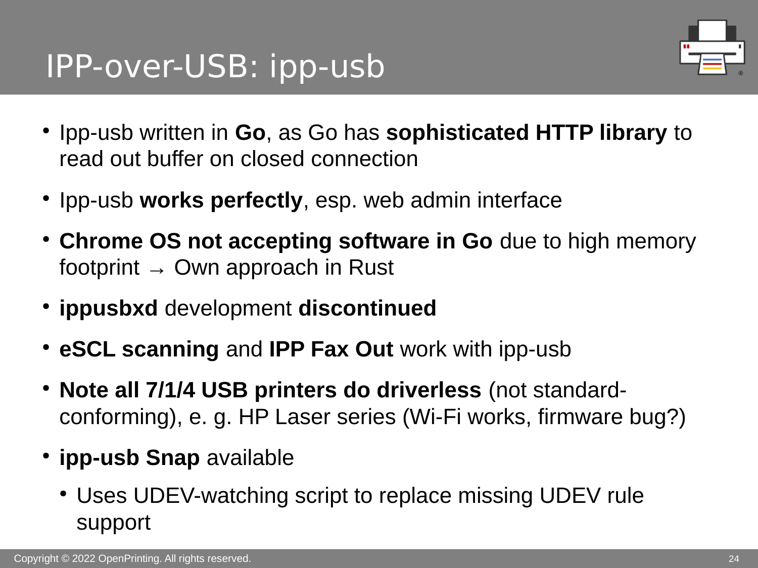# IPP-over-USB: ipp-usb

- Ipp-usb written in **Go**, as Go has **sophisticated HTTP library** to read out buffer on closed connection
- Ipp-usb **works perfectly**, esp. web admin interface
- **Chrome OS not accepting software in Go** due to high memory footprint → Own approach in Rust
- **ippusbxd** development **discontinued**
- **eSCL scanning** and **IPP Fax Out** work with ipp-usb
- **Note all 7/1/4 USB printers do driverless** (not standard-conforming), e. g. HP Laser series (Wi-Fi works, firmware bug?)
- **ipp-usb Snap** available
  - Uses UDEV-watching script to replace missing UDEV rule support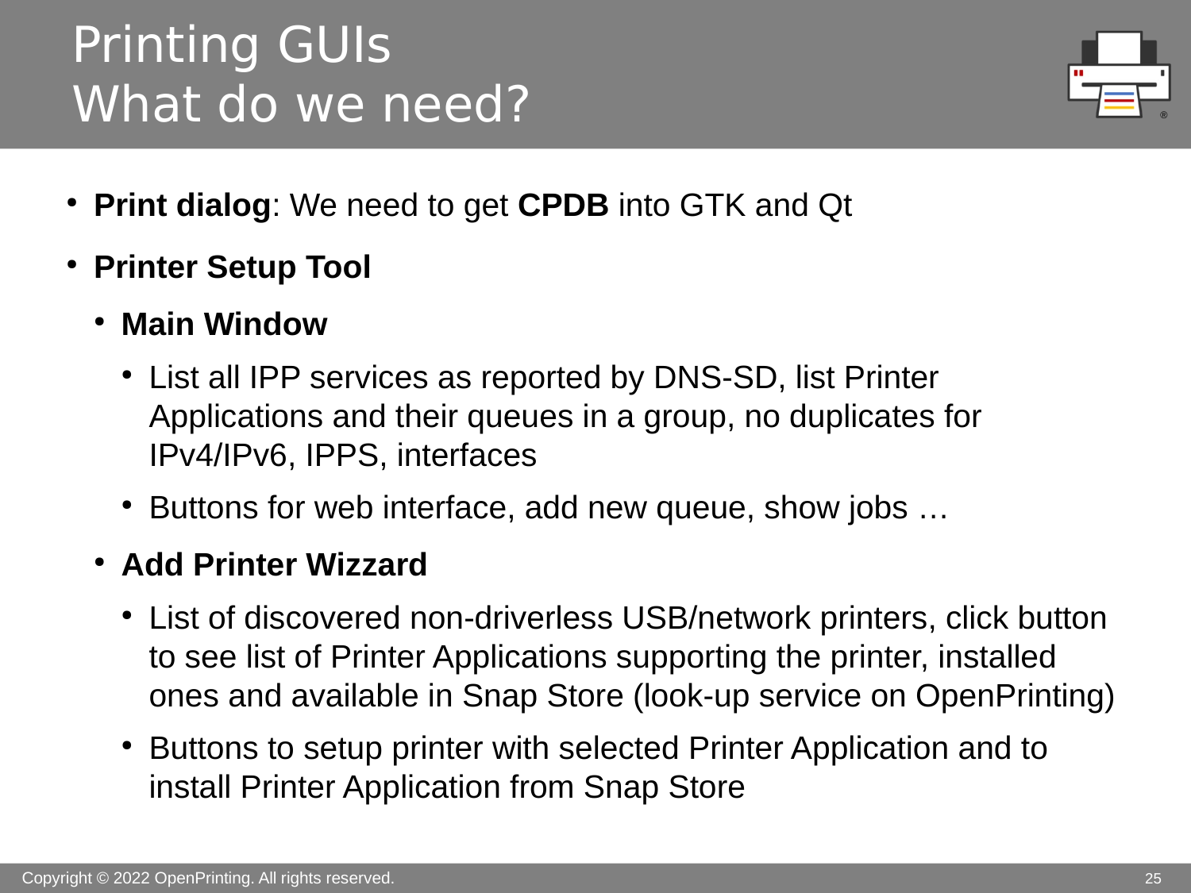# Printing GUIs
# What do we need?

- **Print dialog**: We need to get **CPDB** into GTK and Qt
- **Printer Setup Tool**
  - **Main Window**
    - List all IPP services as reported by DNS-SD, list Printer Applications and their queues in a group, no duplicates for IPv4/IPv6, IPPS, interfaces
    - Buttons for web interface, add new queue, show jobs …
  - **Add Printer Wizzard**
    - List of discovered non-driverless USB/network printers, click button to see list of Printer Applications supporting the printer, installed ones and available in Snap Store (look-up service on OpenPrinting)
    - Buttons to setup printer with selected Printer Application and to install Printer Application from Snap Store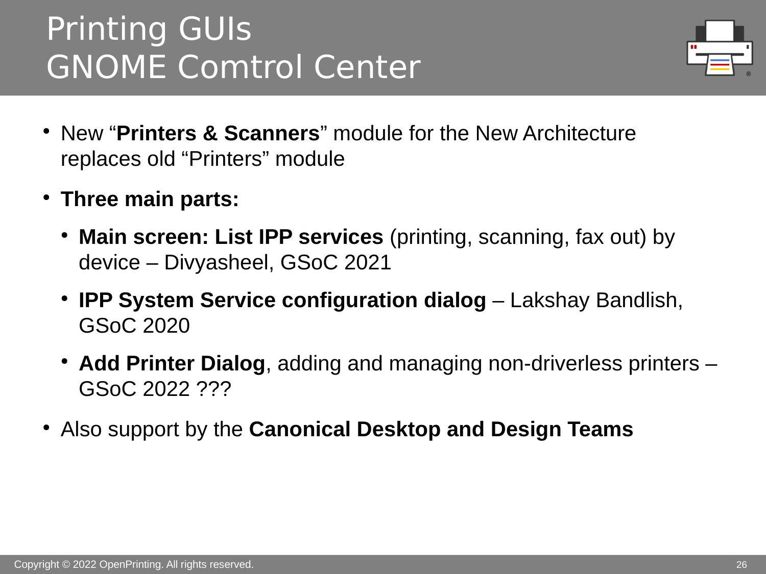# Printing GUIs
# GNOME Comtrol Center

- New "**Printers & Scanners**" module for the New Architecture replaces old "Printers" module
- **Three main parts:**
  - **Main screen: List IPP services** (printing, scanning, fax out) by device – Divyasheel, GSoC 2021
  - **IPP System Service configuration dialog** – Lakshay Bandlish, GSoC 2020
  - **Add Printer Dialog**, adding and managing non-driverless printers – GSoC 2022 ???
- Also support by the **Canonical Desktop and Design Teams**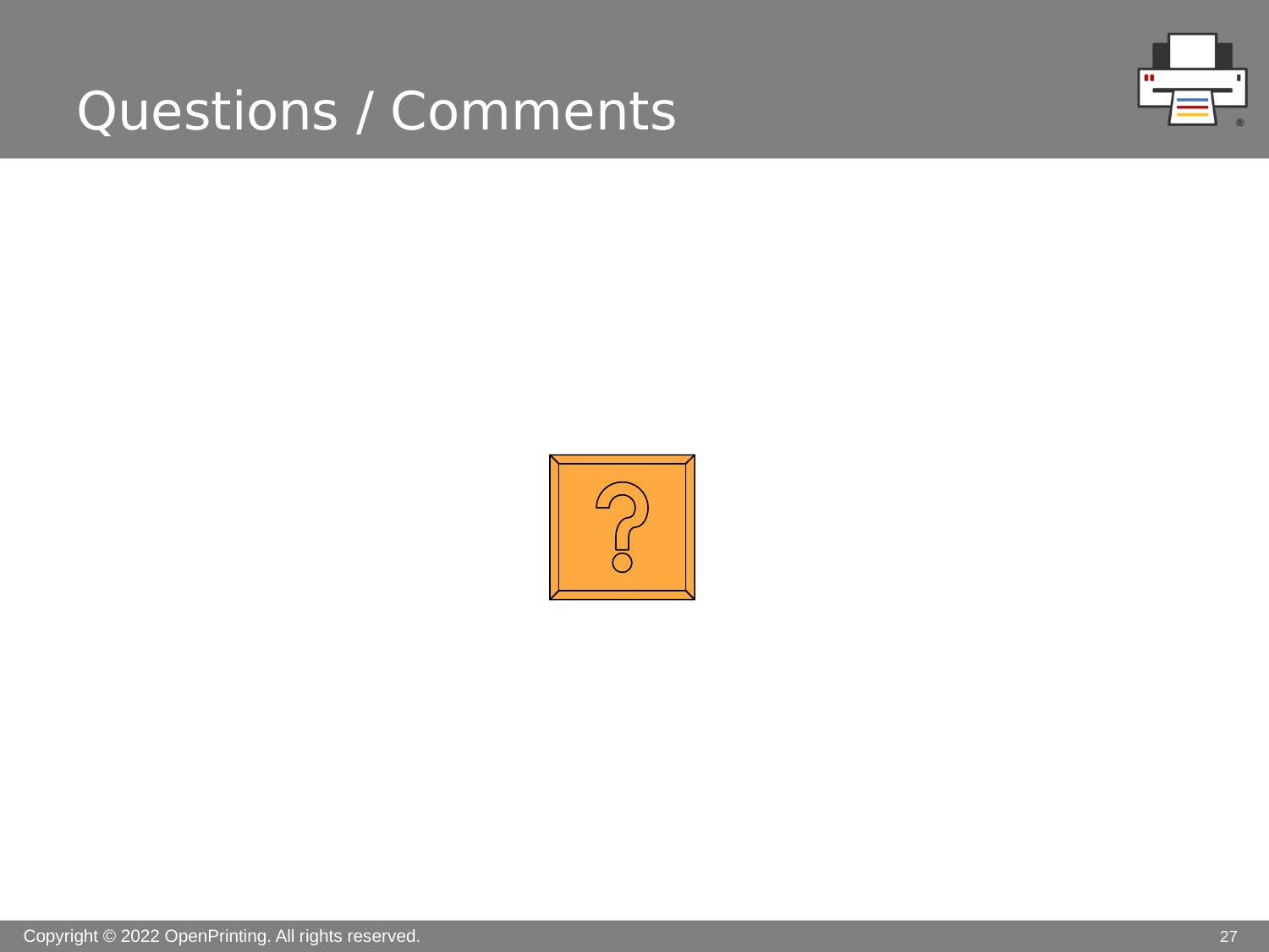# Questions / Comments